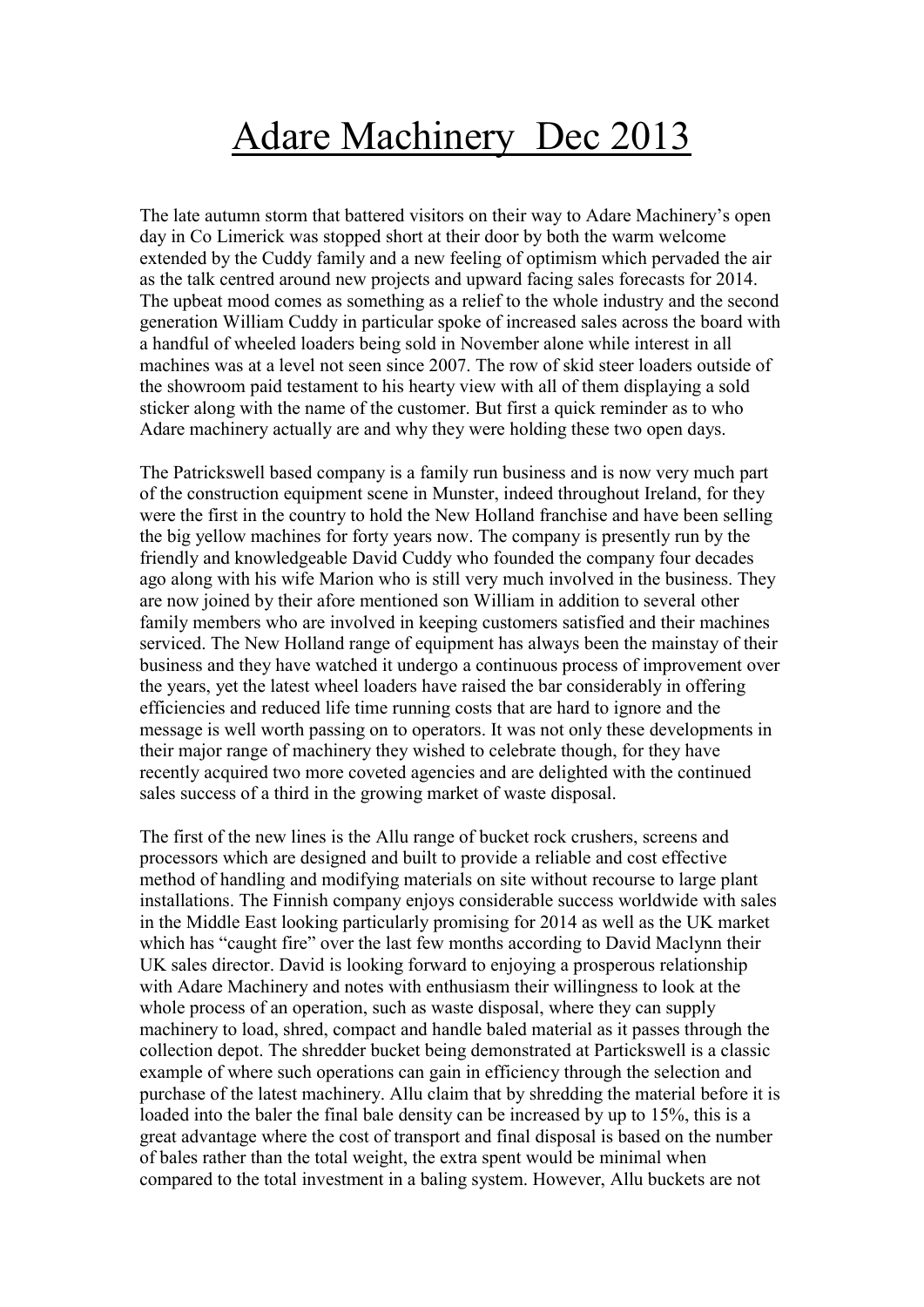# Adare Machinery Dec 2013

The late autumn storm that battered visitors on their way to Adare Machinery's open day in Co Limerick was stopped short at their door by both the warm welcome extended by the Cuddy family and a new feeling of optimism which pervaded the air as the talk centred around new projects and upward facing sales forecasts for 2014. The upbeat mood comes as something as a relief to the whole industry and the second generation William Cuddy in particular spoke of increased sales across the board with a handful of wheeled loaders being sold in November alone while interest in all machines was at a level not seen since 2007. The row of skid steer loaders outside of the showroom paid testament to his hearty view with all of them displaying a sold sticker along with the name of the customer. But first a quick reminder as to who Adare machinery actually are and why they were holding these two open days.

The Patrickswell based company is a family run business and is now very much part of the construction equipment scene in Munster, indeed throughout Ireland, for they were the first in the country to hold the New Holland franchise and have been selling the big yellow machines for forty years now. The company is presently run by the friendly and knowledgeable David Cuddy who founded the company four decades ago along with his wife Marion who is still very much involved in the business. They are now joined by their afore mentioned son William in addition to several other family members who are involved in keeping customers satisfied and their machines serviced. The New Holland range of equipment has always been the mainstay of their business and they have watched it undergo a continuous process of improvement over the years, yet the latest wheel loaders have raised the bar considerably in offering efficiencies and reduced life time running costs that are hard to ignore and the message is well worth passing on to operators. It was not only these developments in their major range of machinery they wished to celebrate though, for they have recently acquired two more coveted agencies and are delighted with the continued sales success of a third in the growing market of waste disposal.

The first of the new lines is the Allu range of bucket rock crushers, screens and processors which are designed and built to provide a reliable and cost effective method of handling and modifying materials on site without recourse to large plant installations. The Finnish company enjoys considerable success worldwide with sales in the Middle East looking particularly promising for 2014 as well as the UK market which has "caught fire" over the last few months according to David Maclynn their UK sales director. David is looking forward to enjoying a prosperous relationship with Adare Machinery and notes with enthusiasm their willingness to look at the whole process of an operation, such as waste disposal, where they can supply machinery to load, shred, compact and handle baled material as it passes through the collection depot. The shredder bucket being demonstrated at Partickswell is a classic example of where such operations can gain in efficiency through the selection and purchase of the latest machinery. Allu claim that by shredding the material before it is loaded into the baler the final bale density can be increased by up to 15%, this is a great advantage where the cost of transport and final disposal is based on the number of bales rather than the total weight, the extra spent would be minimal when compared to the total investment in a baling system. However, Allu buckets are not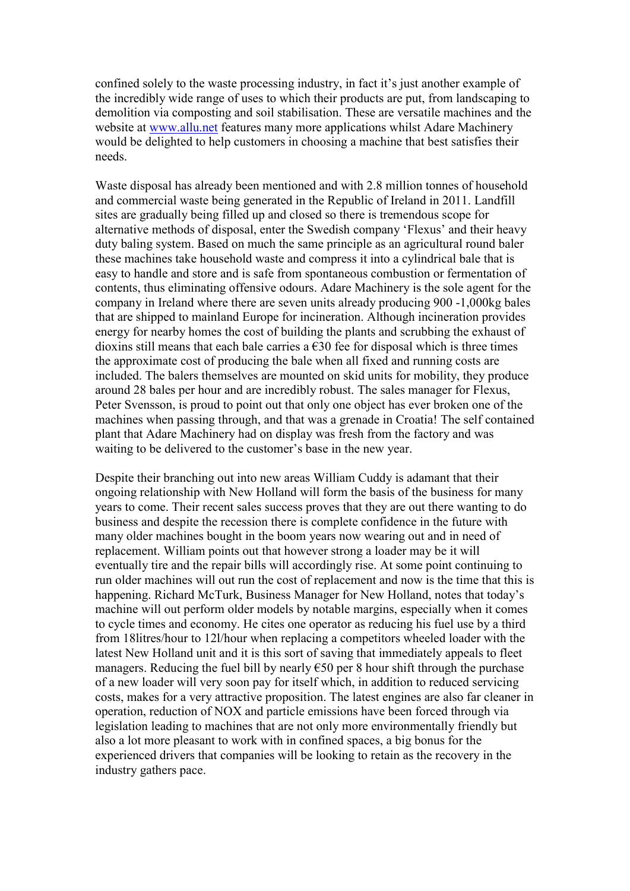confined solely to the waste processing industry, in fact it's just another example of the incredibly wide range of uses to which their products are put, from landscaping to demolition via composting and soil stabilisation. These are versatile machines and the website at www.allu.net features many more applications whilst Adare Machinery would be delighted to help customers in choosing a machine that best satisfies their needs.

Waste disposal has already been mentioned and with 2.8 million tonnes of household and commercial waste being generated in the Republic of Ireland in 2011. Landfill sites are gradually being filled up and closed so there is tremendous scope for alternative methods of disposal, enter the Swedish company 'Flexus' and their heavy duty baling system. Based on much the same principle as an agricultural round baler these machines take household waste and compress it into a cylindrical bale that is easy to handle and store and is safe from spontaneous combustion or fermentation of contents, thus eliminating offensive odours. Adare Machinery is the sole agent for the company in Ireland where there are seven units already producing 900 -1,000kg bales that are shipped to mainland Europe for incineration. Although incineration provides energy for nearby homes the cost of building the plants and scrubbing the exhaust of dioxins still means that each bale carries a €30 fee for disposal which is three times the approximate cost of producing the bale when all fixed and running costs are included. The balers themselves are mounted on skid units for mobility, they produce around 28 bales per hour and are incredibly robust. The sales manager for Flexus, Peter Svensson, is proud to point out that only one object has ever broken one of the machines when passing through, and that was a grenade in Croatia! The self contained plant that Adare Machinery had on display was fresh from the factory and was waiting to be delivered to the customer's base in the new year.

Despite their branching out into new areas William Cuddy is adamant that their ongoing relationship with New Holland will form the basis of the business for many years to come. Their recent sales success proves that they are out there wanting to do business and despite the recession there is complete confidence in the future with many older machines bought in the boom years now wearing out and in need of replacement. William points out that however strong a loader may be it will eventually tire and the repair bills will accordingly rise. At some point continuing to run older machines will out run the cost of replacement and now is the time that this is happening. Richard McTurk, Business Manager for New Holland, notes that today's machine will out perform older models by notable margins, especially when it comes to cycle times and economy. He cites one operator as reducing his fuel use by a third from 18litres/hour to 12l/hour when replacing a competitors wheeled loader with the latest New Holland unit and it is this sort of saving that immediately appeals to fleet managers. Reducing the fuel bill by nearly €50 per 8 hour shift through the purchase of a new loader will very soon pay for itself which, in addition to reduced servicing costs, makes for a very attractive proposition. The latest engines are also far cleaner in operation, reduction of NOX and particle emissions have been forced through via legislation leading to machines that are not only more environmentally friendly but also a lot more pleasant to work with in confined spaces, a big bonus for the experienced drivers that companies will be looking to retain as the recovery in the industry gathers pace.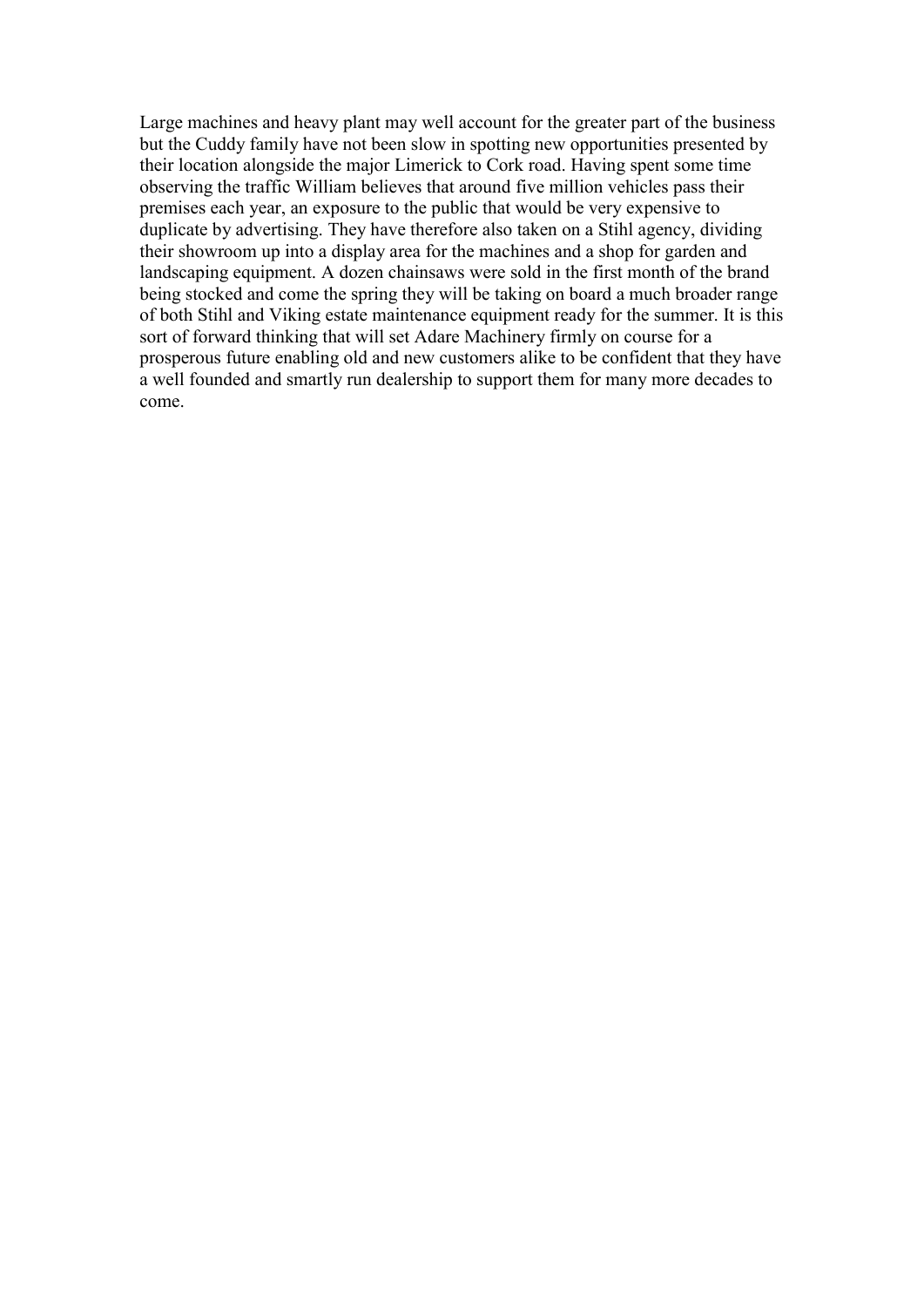Large machines and heavy plant may well account for the greater part of the business but the Cuddy family have not been slow in spotting new opportunities presented by their location alongside the major Limerick to Cork road. Having spent some time observing the traffic William believes that around five million vehicles pass their premises each year, an exposure to the public that would be very expensive to duplicate by advertising. They have therefore also taken on a Stihl agency, dividing their showroom up into a display area for the machines and a shop for garden and landscaping equipment. A dozen chainsaws were sold in the first month of the brand being stocked and come the spring they will be taking on board a much broader range of both Stihl and Viking estate maintenance equipment ready for the summer. It is this sort of forward thinking that will set Adare Machinery firmly on course for a prosperous future enabling old and new customers alike to be confident that they have a well founded and smartly run dealership to support them for many more decades to come.